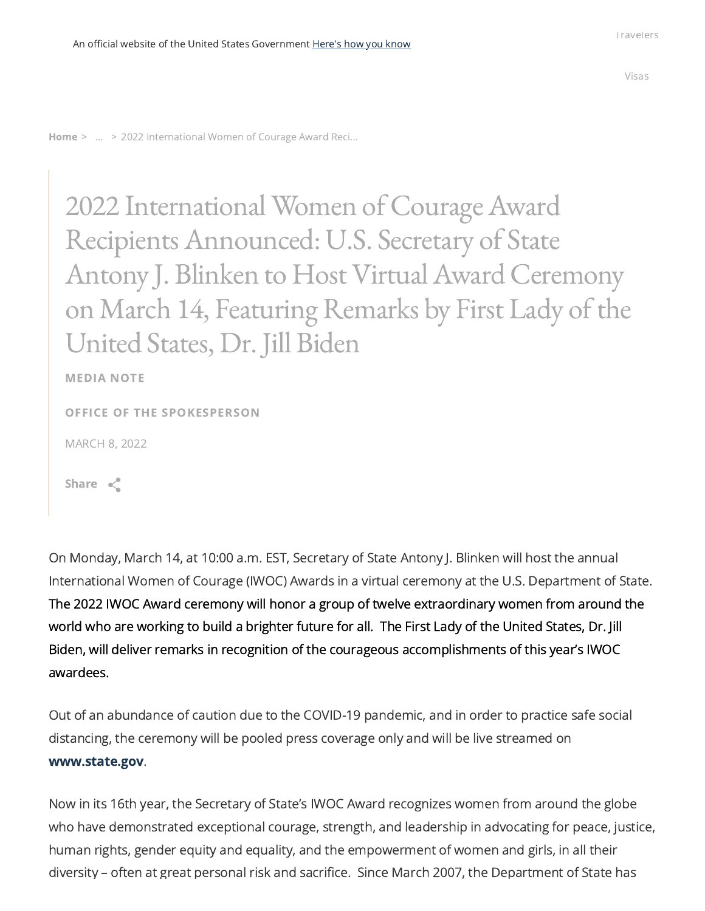An official website of the United States Government Here's how you know

Travelers

Visas

Home > ... > 2022 International Women of Courage Award Reci...

# 2022 International Women of Courage Award Recipients Announced: U.S. Secretary of State Antony J. Blinken to Host Virtual Award Ceremony on March 14, Featuring Remarks by First Lady of the United States, Dr. Jill Biden

**MEDIA NOTE**

**OFFICE OF THE SPOKESPERSON**

MARCH 8, 2022

Share

On Monday, March 14, at 10:00 a.m. EST, Secretary of State Antony J. Blinken will host the annual International Women of Courage (IWOC) Awards in a virtual ceremony at the U.S. Department of State. The 2022 IWOC Award ceremony will honor a group of twelve extraordinary women from around the world who are working to build a brighter future for all. The First Lady of the United States, Dr. Jill Biden, will deliver remarks in recognition of the courageous accomplishments of this year's IWOC awardees.

Out of an abundance of caution due to the COVID-19 pandemic, and in order to practice safe social distancing, the ceremony will be pooled press coverage only and will be live streamed on **www.state.gov**.

Now in its 16th year, the Secretary of State's IWOC Award recognizes women from around the globe who have demonstrated exceptional courage, strength, and leadership in advocating for peace, justice, human rights, gender equity and equality, and the empowerment of women and girls, in all their diversity – often at great personal risk and sacrifice. Since March 2007, the Department of State has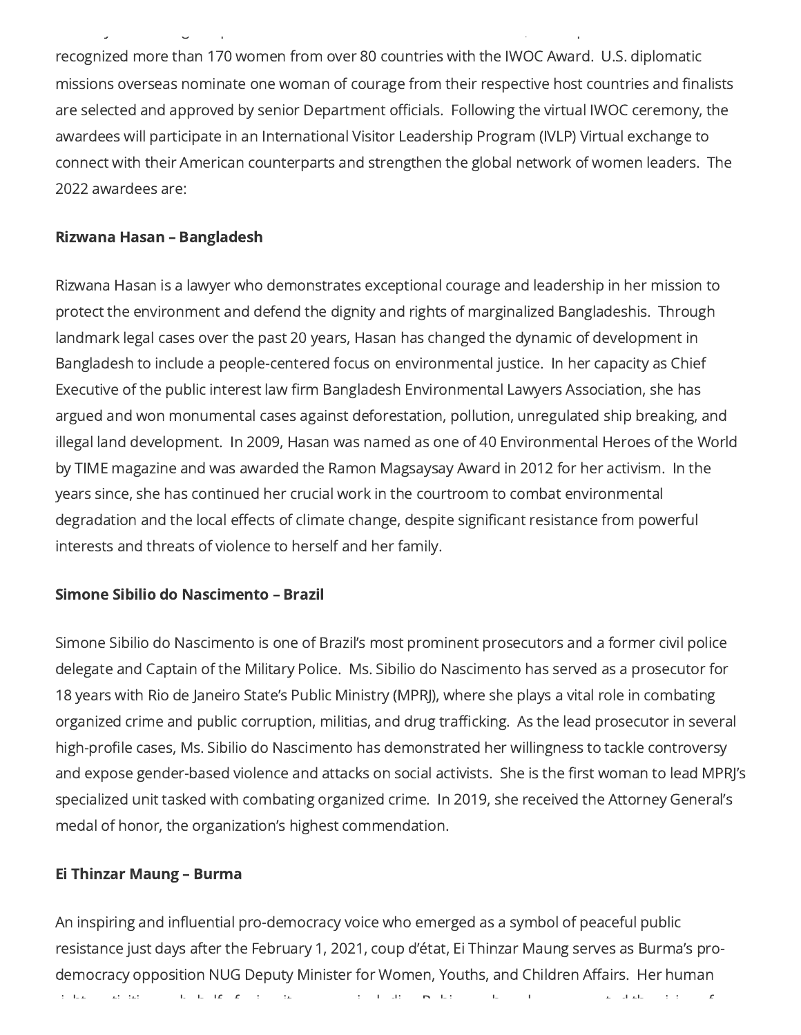recognized more than 170 women from over 80 countries with the IWOC Award. U.S. diplomatic missions overseas nominate one woman of courage from their respective host countries and finalists are selected and approved by senior Department officials. Following the virtual IWOC ceremony, the awardees will participate in an International Visitor Leadership Program (IVLP) Virtual exchange to connect with their American counterparts and strengthen the global network of women leaders. The 2022 awardees are:

**Rizwana Hasan – Bangladesh**

Rizwana Hasan is a lawyer who demonstrates exceptional courage and leadership in her mission to protect the environment and defend the dignity and rights of marginalized Bangladeshis. Through landmark legal cases over the past 20 years, Hasan has changed the dynamic of development in Bangladesh to include a people-centered focus on environmental justice. In her capacity as Chief Executive of the public interest law firm Bangladesh Environmental Lawyers Association, she has argued and won monumental cases against deforestation, pollution, unregulated ship breaking, and illegal land development. In 2009, Hasan was named as one of 40 Environmental Heroes of the World by TIME magazine and was awarded the Ramon Magsaysay Award in 2012 for her activism. In the years since, she has continued her crucial work in the courtroom to combat environmental degradation and the local effects of climate change, despite significant resistance from powerful interests and threats of violence to herself and her family.

**Simone Sibilio do Nascimento – Brazil**

Simone Sibilio do Nascimento is one of Brazil's most prominent prosecutors and a former civil police delegate and Captain of the Military Police. Ms. Sibilio do Nascimento has served as a prosecutor for 18 years with Rio de Janeiro State's Public Ministry (MPRJ), where she plays a vital role in combating organized crime and public corruption, militias, and drug trafficking. As the lead prosecutor in several high-profile cases, Ms. Sibilio do Nascimento has demonstrated her willingness to tackle controversy and expose gender-based violence and attacks on social activists. She is the first woman to lead MPRJ's specialized unit tasked with combating organized crime. In 2019, she received the Attorney General's medal of honor, the organization's highest commendation.

**Ei Thinzar Maung – Burma**

An inspiring and influential pro-democracy voice who emerged as a symbol of peaceful public resistance just days after the February 1, 2021, coup d'état, Ei Thinzar Maung serves as Burma's pro-democracy opposition NUG Deputy Minister for Women, Youths, and Children Affairs. Her human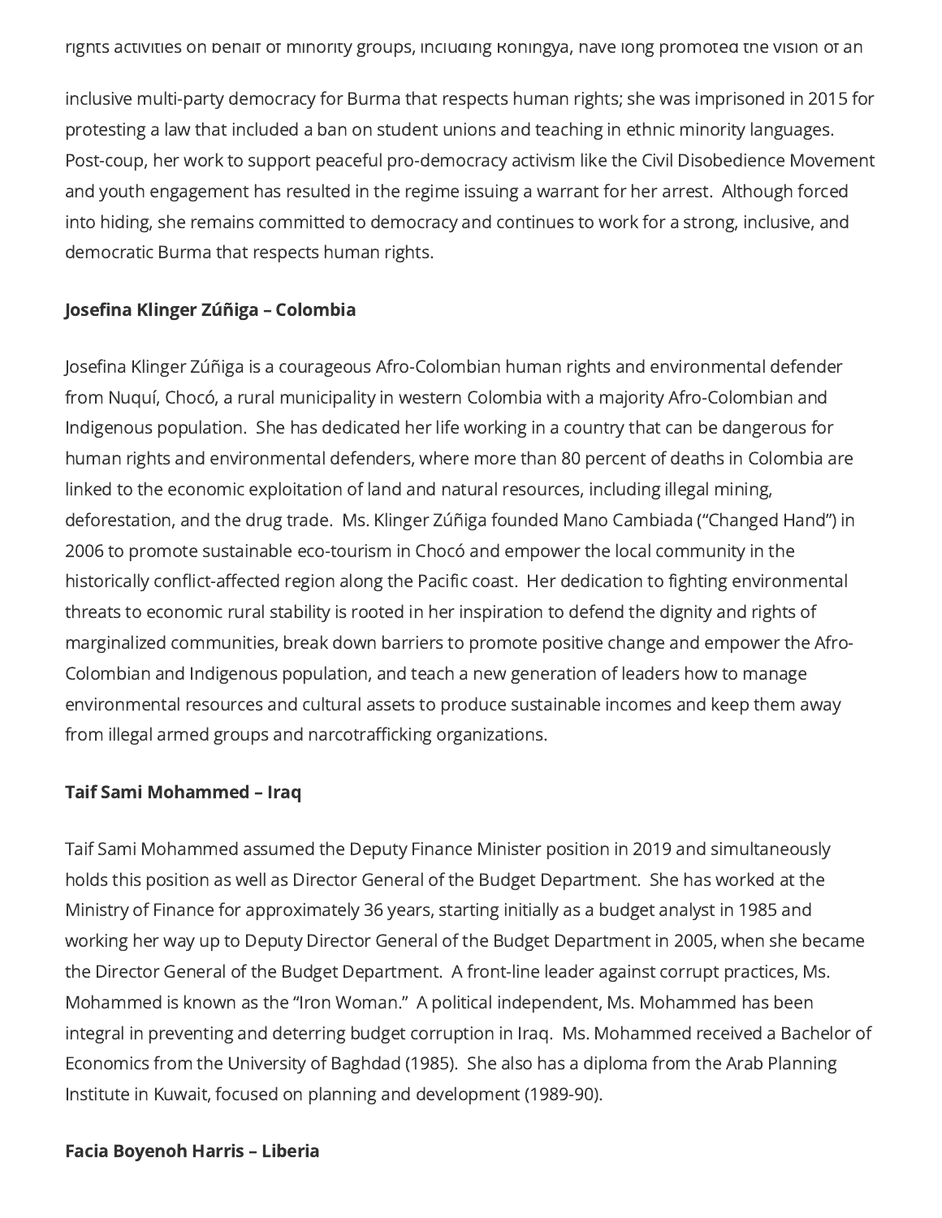rights activities on behalf of minority groups, including Rohingya, have long promoted the vision of an

inclusive multi-party democracy for Burma that respects human rights; she was imprisoned in 2015 for protesting a law that included a ban on student unions and teaching in ethnic minority languages. Post-coup, her work to support peaceful pro-democracy activism like the Civil Disobedience Movement and youth engagement has resulted in the regime issuing a warrant for her arrest. Although forced into hiding, she remains committed to democracy and continues to work for a strong, inclusive, and democratic Burma that respects human rights.

**Josefina Klinger Zúñiga – Colombia**

Josefina Klinger Zúñiga is a courageous Afro-Colombian human rights and environmental defender from Nuquí, Chocó, a rural municipality in western Colombia with a majority Afro-Colombian and Indigenous population. She has dedicated her life working in a country that can be dangerous for human rights and environmental defenders, where more than 80 percent of deaths in Colombia are linked to the economic exploitation of land and natural resources, including illegal mining, deforestation, and the drug trade. Ms. Klinger Zúñiga founded Mano Cambiada ("Changed Hand") in 2006 to promote sustainable eco-tourism in Chocó and empower the local community in the historically conflict-affected region along the Pacific coast. Her dedication to fighting environmental threats to economic rural stability is rooted in her inspiration to defend the dignity and rights of marginalized communities, break down barriers to promote positive change and empower the Afro-Colombian and Indigenous population, and teach a new generation of leaders how to manage environmental resources and cultural assets to produce sustainable incomes and keep them away from illegal armed groups and narcotrafficking organizations.

**Taif Sami Mohammed – Iraq**

Taif Sami Mohammed assumed the Deputy Finance Minister position in 2019 and simultaneously holds this position as well as Director General of the Budget Department. She has worked at the Ministry of Finance for approximately 36 years, starting initially as a budget analyst in 1985 and working her way up to Deputy Director General of the Budget Department in 2005, when she became the Director General of the Budget Department. A front-line leader against corrupt practices, Ms. Mohammed is known as the "Iron Woman." A political independent, Ms. Mohammed has been integral in preventing and deterring budget corruption in Iraq. Ms. Mohammed received a Bachelor of Economics from the University of Baghdad (1985). She also has a diploma from the Arab Planning Institute in Kuwait, focused on planning and development (1989-90).

**Facia Boyenoh Harris – Liberia**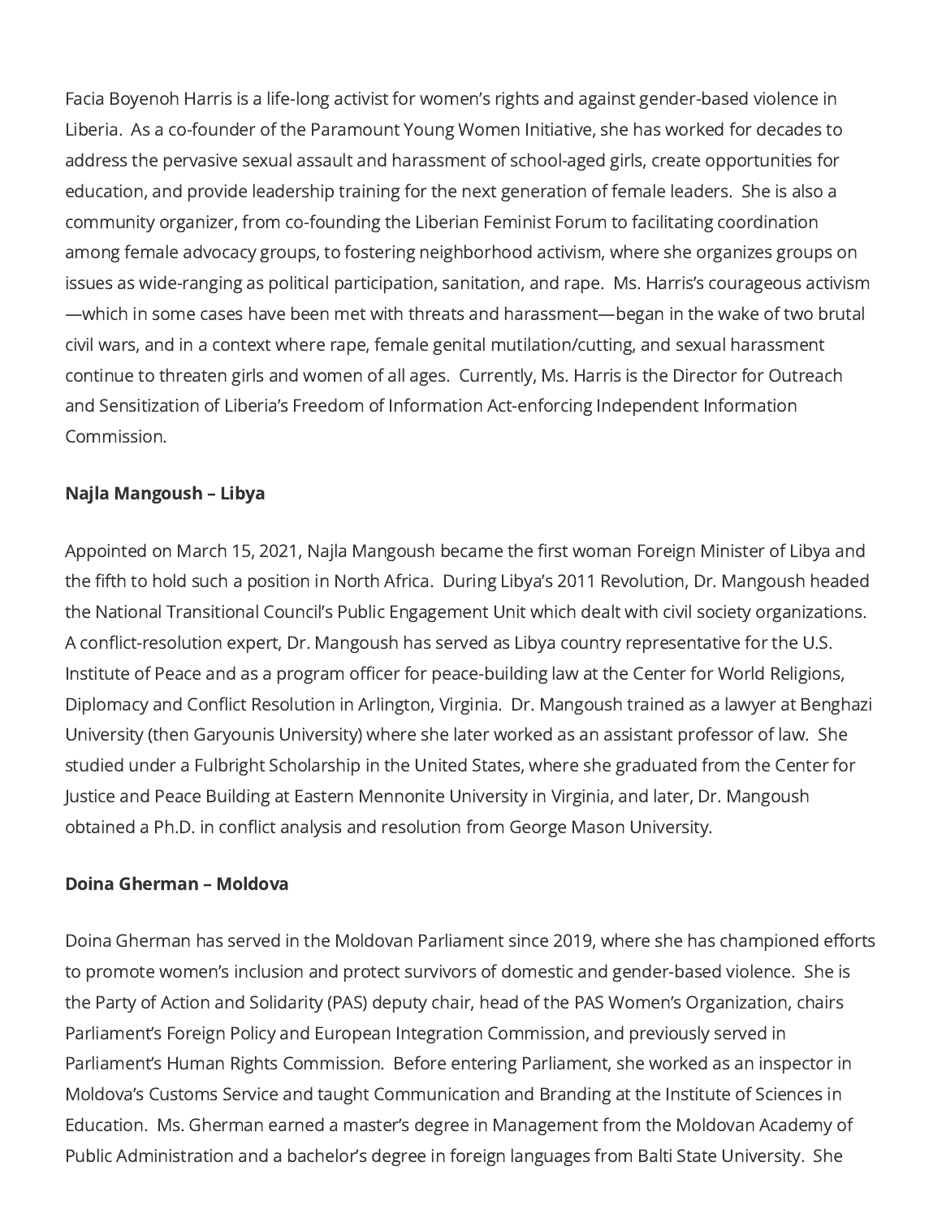Facia Boyenoh Harris is a life-long activist for women's rights and against gender-based violence in Liberia. As a co-founder of the Paramount Young Women Initiative, she has worked for decades to address the pervasive sexual assault and harassment of school-aged girls, create opportunities for education, and provide leadership training for the next generation of female leaders. She is also a community organizer, from co-founding the Liberian Feminist Forum to facilitating coordination among female advocacy groups, to fostering neighborhood activism, where she organizes groups on issues as wide-ranging as political participation, sanitation, and rape. Ms. Harris's courageous activism—which in some cases have been met with threats and harassment—began in the wake of two brutal civil wars, and in a context where rape, female genital mutilation/cutting, and sexual harassment continue to threaten girls and women of all ages. Currently, Ms. Harris is the Director for Outreach and Sensitization of Liberia's Freedom of Information Act-enforcing Independent Information Commission.

**Najla Mangoush – Libya**

Appointed on March 15, 2021, Najla Mangoush became the first woman Foreign Minister of Libya and the fifth to hold such a position in North Africa. During Libya's 2011 Revolution, Dr. Mangoush headed the National Transitional Council's Public Engagement Unit which dealt with civil society organizations. A conflict-resolution expert, Dr. Mangoush has served as Libya country representative for the U.S. Institute of Peace and as a program officer for peace-building law at the Center for World Religions, Diplomacy and Conflict Resolution in Arlington, Virginia. Dr. Mangoush trained as a lawyer at Benghazi University (then Garyounis University) where she later worked as an assistant professor of law. She studied under a Fulbright Scholarship in the United States, where she graduated from the Center for Justice and Peace Building at Eastern Mennonite University in Virginia, and later, Dr. Mangoush obtained a Ph.D. in conflict analysis and resolution from George Mason University.

**Doina Gherman – Moldova**

Doina Gherman has served in the Moldovan Parliament since 2019, where she has championed efforts to promote women's inclusion and protect survivors of domestic and gender-based violence. She is the Party of Action and Solidarity (PAS) deputy chair, head of the PAS Women's Organization, chairs Parliament's Foreign Policy and European Integration Commission, and previously served in Parliament's Human Rights Commission. Before entering Parliament, she worked as an inspector in Moldova's Customs Service and taught Communication and Branding at the Institute of Sciences in Education. Ms. Gherman earned a master's degree in Management from the Moldovan Academy of Public Administration and a bachelor's degree in foreign languages from Balti State University. She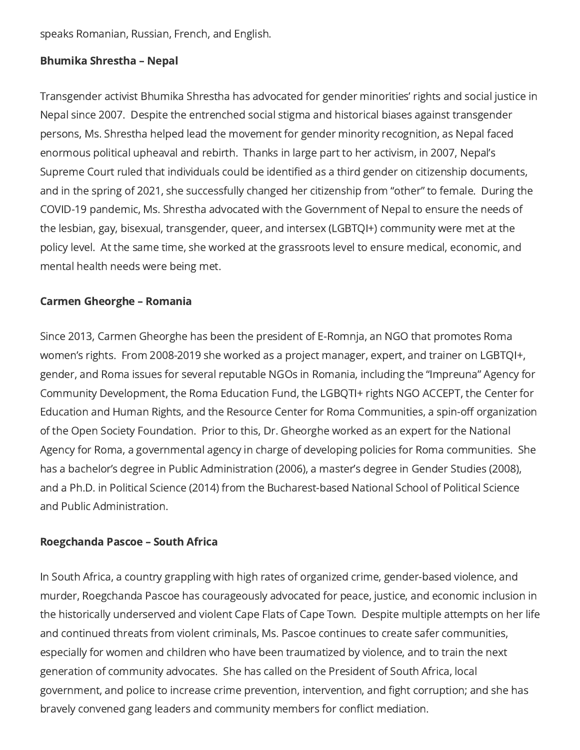speaks Romanian, Russian, French, and English.

**Bhumika Shrestha – Nepal**

Transgender activist Bhumika Shrestha has advocated for gender minorities' rights and social justice in Nepal since 2007. Despite the entrenched social stigma and historical biases against transgender persons, Ms. Shrestha helped lead the movement for gender minority recognition, as Nepal faced enormous political upheaval and rebirth. Thanks in large part to her activism, in 2007, Nepal's Supreme Court ruled that individuals could be identified as a third gender on citizenship documents, and in the spring of 2021, she successfully changed her citizenship from "other" to female. During the COVID-19 pandemic, Ms. Shrestha advocated with the Government of Nepal to ensure the needs of the lesbian, gay, bisexual, transgender, queer, and intersex (LGBTQI+) community were met at the policy level. At the same time, she worked at the grassroots level to ensure medical, economic, and mental health needs were being met.

**Carmen Gheorghe – Romania**

Since 2013, Carmen Gheorghe has been the president of E-Romnja, an NGO that promotes Roma women's rights. From 2008-2019 she worked as a project manager, expert, and trainer on LGBTQI+, gender, and Roma issues for several reputable NGOs in Romania, including the "Impreuna" Agency for Community Development, the Roma Education Fund, the LGBQTI+ rights NGO ACCEPT, the Center for Education and Human Rights, and the Resource Center for Roma Communities, a spin-off organization of the Open Society Foundation. Prior to this, Dr. Gheorghe worked as an expert for the National Agency for Roma, a governmental agency in charge of developing policies for Roma communities. She has a bachelor's degree in Public Administration (2006), a master's degree in Gender Studies (2008), and a Ph.D. in Political Science (2014) from the Bucharest-based National School of Political Science and Public Administration.

**Roegchanda Pascoe – South Africa**

In South Africa, a country grappling with high rates of organized crime, gender-based violence, and murder, Roegchanda Pascoe has courageously advocated for peace, justice, and economic inclusion in the historically underserved and violent Cape Flats of Cape Town. Despite multiple attempts on her life and continued threats from violent criminals, Ms. Pascoe continues to create safer communities, especially for women and children who have been traumatized by violence, and to train the next generation of community advocates. She has called on the President of South Africa, local government, and police to increase crime prevention, intervention, and fight corruption; and she has bravely convened gang leaders and community members for conflict mediation.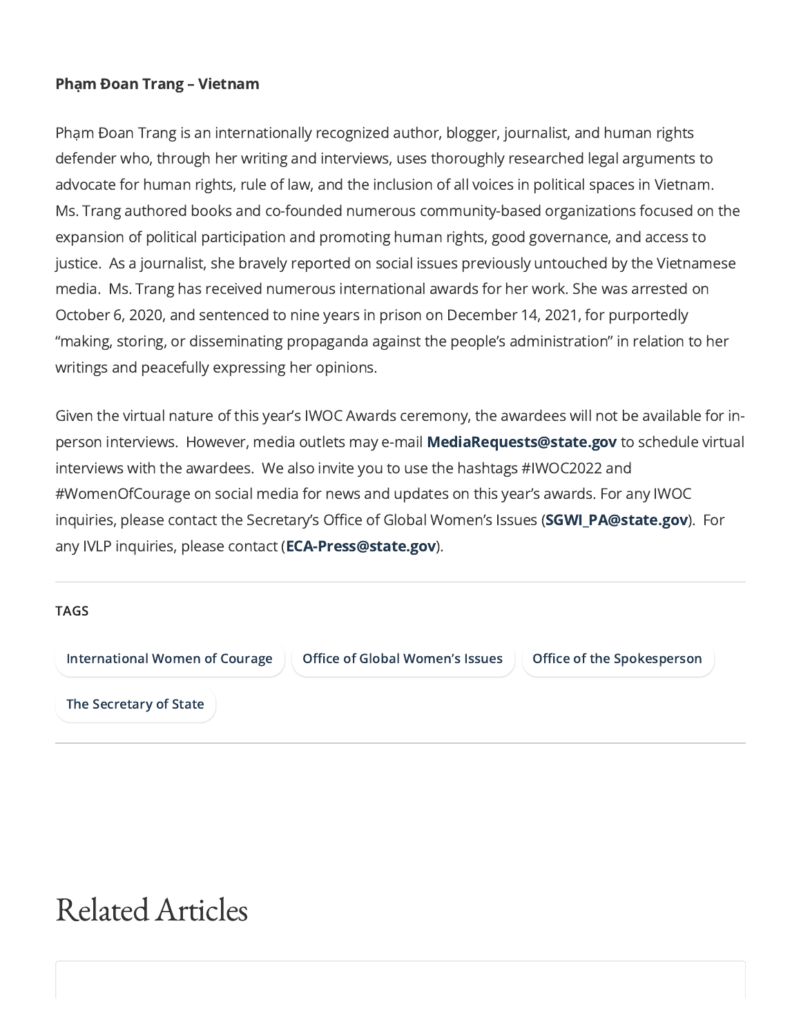**Phạm Đoan Trang – Vietnam**

Phạm Đoan Trang is an internationally recognized author, blogger, journalist, and human rights defender who, through her writing and interviews, uses thoroughly researched legal arguments to advocate for human rights, rule of law, and the inclusion of all voices in political spaces in Vietnam. Ms. Trang authored books and co-founded numerous community-based organizations focused on the expansion of political participation and promoting human rights, good governance, and access to justice. As a journalist, she bravely reported on social issues previously untouched by the Vietnamese media. Ms. Trang has received numerous international awards for her work. She was arrested on October 6, 2020, and sentenced to nine years in prison on December 14, 2021, for purportedly "making, storing, or disseminating propaganda against the people's administration" in relation to her writings and peacefully expressing her opinions.

Given the virtual nature of this year's IWOC Awards ceremony, the awardees will not be available for in-person interviews. However, media outlets may e-mail **MediaRequests@state.gov** to schedule virtual interviews with the awardees. We also invite you to use the hashtags #IWOC2022 and #WomenOfCourage on social media for news and updates on this year's awards. For any IWOC inquiries, please contact the Secretary's Office of Global Women's Issues (**SGWI_PA@state.gov**). For any IVLP inquiries, please contact (**ECA-Press@state.gov**).

---

TAGS

International Women of Courage

Office of Global Women's Issues

Office of the Spokesperson

The Secretary of State

---

# Related Articles